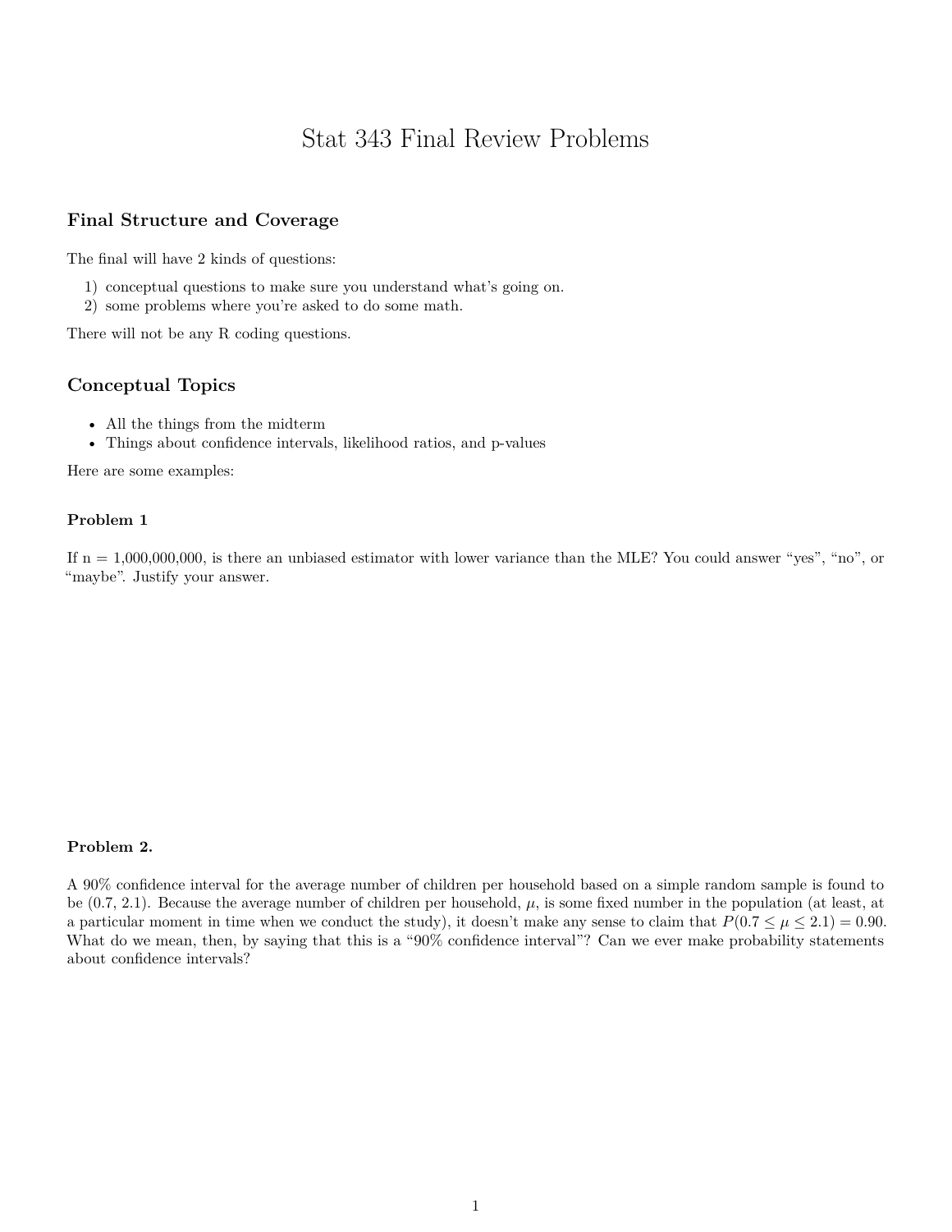# Stat 343 Final Review Problems

## Final Structure and Coverage

The final will have 2 kinds of questions:

1) conceptual questions to make sure you understand what's going on.
2) some problems where you're asked to do some math.

There will not be any R coding questions.

## Conceptual Topics

- All the things from the midterm
- Things about confidence intervals, likelihood ratios, and p-values

Here are some examples:

### Problem 1

If n = 1,000,000,000, is there an unbiased estimator with lower variance than the MLE? You could answer "yes", "no", or "maybe". Justify your answer.

### Problem 2.

A 90% confidence interval for the average number of children per household based on a simple random sample is found to be (0.7, 2.1). Because the average number of children per household, $\mu$, is some fixed number in the population (at least, at a particular moment in time when we conduct the study), it doesn't make any sense to claim that $P(0.7 \leq \mu \leq 2.1) = 0.90$. What do we mean, then, by saying that this is a "90% confidence interval"? Can we ever make probability statements about confidence intervals?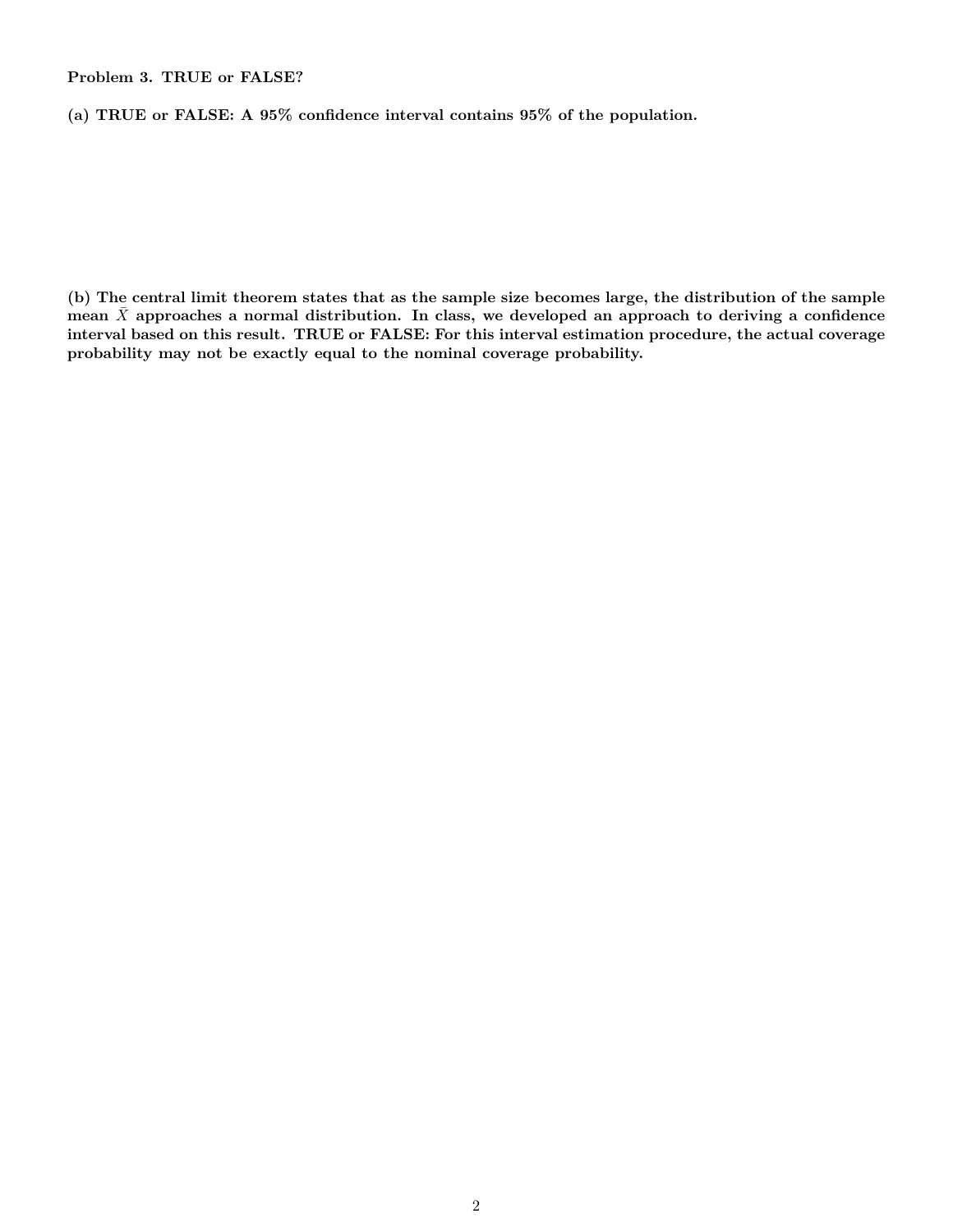**Problem 3. TRUE or FALSE?**

**(a) TRUE or FALSE: A 95% confidence interval contains 95% of the population.**

**(b) The central limit theorem states that as the sample size becomes large, the distribution of the sample mean $\bar{X}$ approaches a normal distribution. In class, we developed an approach to deriving a confidence interval based on this result. TRUE or FALSE: For this interval estimation procedure, the actual coverage probability may not be exactly equal to the nominal coverage probability.**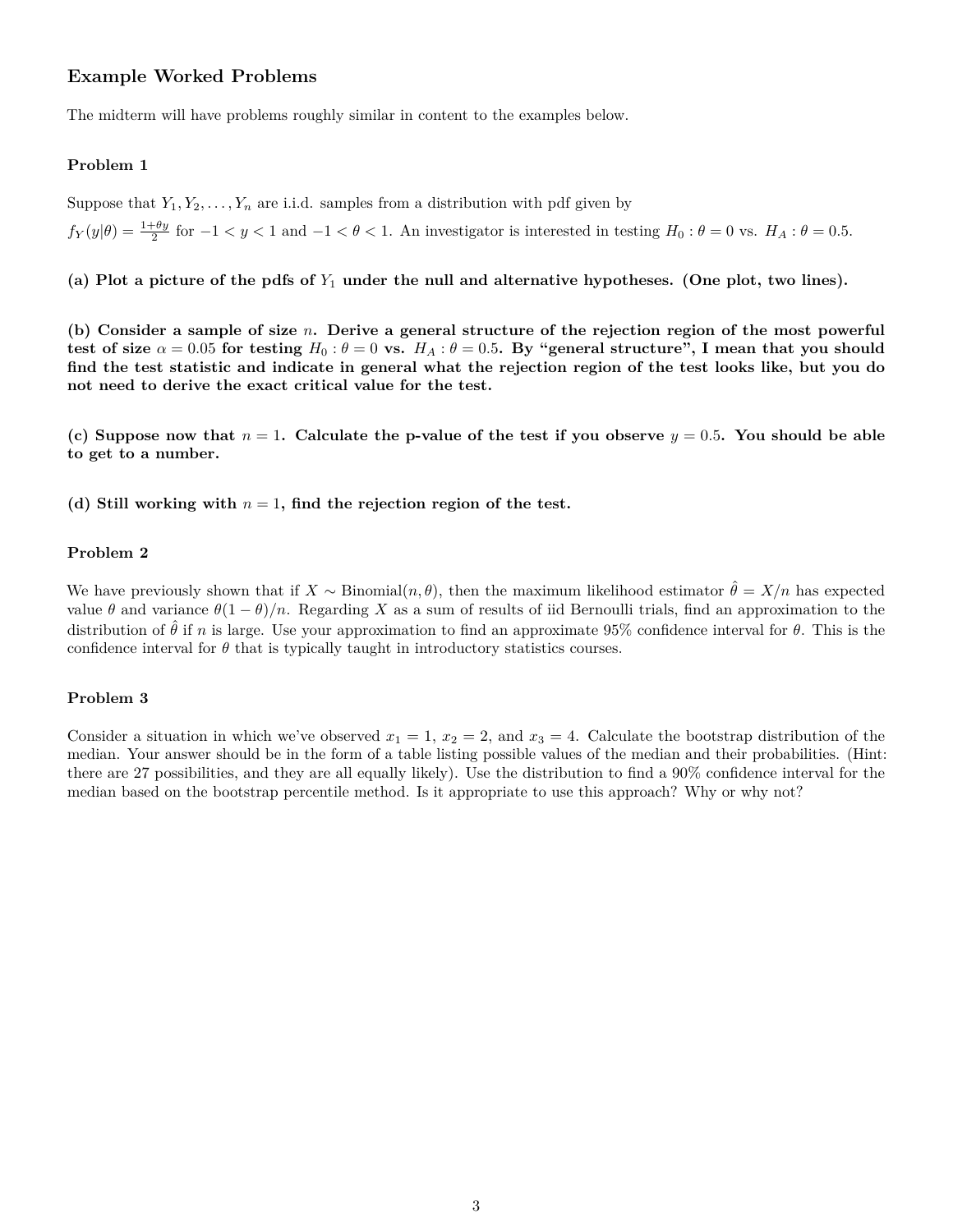## Example Worked Problems

The midterm will have problems roughly similar in content to the examples below.

### Problem 1

Suppose that $Y_1, Y_2, \ldots, Y_n$ are i.i.d. samples from a distribution with pdf given by
$f_Y(y|\theta) = \frac{1+\theta y}{2}$ for $-1 < y < 1$ and $-1 < \theta < 1$. An investigator is interested in testing $H_0 : \theta = 0$ vs. $H_A : \theta = 0.5$.

**(a) Plot a picture of the pdfs of $Y_1$ under the null and alternative hypotheses. (One plot, two lines).**

**(b) Consider a sample of size $n$. Derive a general structure of the rejection region of the most powerful test of size $\alpha = 0.05$ for testing $H_0 : \theta = 0$ vs. $H_A : \theta = 0.5$. By "general structure", I mean that you should find the test statistic and indicate in general what the rejection region of the test looks like, but you do not need to derive the exact critical value for the test.**

**(c) Suppose now that $n = 1$. Calculate the p-value of the test if you observe $y = 0.5$. You should be able to get to a number.**

**(d) Still working with $n = 1$, find the rejection region of the test.**

### Problem 2

We have previously shown that if $X \sim \text{Binomial}(n, \theta)$, then the maximum likelihood estimator $\hat{\theta} = X/n$ has expected value $\theta$ and variance $\theta(1-\theta)/n$. Regarding $X$ as a sum of results of iid Bernoulli trials, find an approximation to the distribution of $\hat{\theta}$ if $n$ is large. Use your approximation to find an approximate 95% confidence interval for $\theta$. This is the confidence interval for $\theta$ that is typically taught in introductory statistics courses.

### Problem 3

Consider a situation in which we've observed $x_1 = 1$, $x_2 = 2$, and $x_3 = 4$. Calculate the bootstrap distribution of the median. Your answer should be in the form of a table listing possible values of the median and their probabilities. (Hint: there are 27 possibilities, and they are all equally likely). Use the distribution to find a 90% confidence interval for the median based on the bootstrap percentile method. Is it appropriate to use this approach? Why or why not?